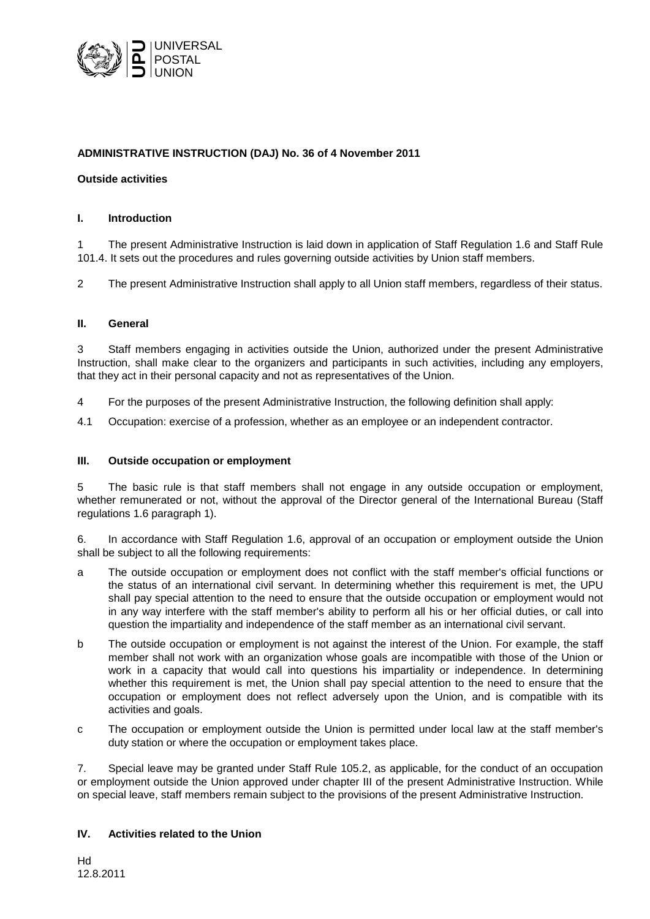UNIVERSAL POSTAL UNION

**ADMINISTRATIVE INSTRUCTION (DAJ) No. 36 of 4 November 2011**

**Outside activities**

## I. Introduction

1 The present Administrative Instruction is laid down in application of Staff Regulation 1.6 and Staff Rule 101.4. It sets out the procedures and rules governing outside activities by Union staff members.

2 The present Administrative Instruction shall apply to all Union staff members, regardless of their status.

## II. General

3 Staff members engaging in activities outside the Union, authorized under the present Administrative Instruction, shall make clear to the organizers and participants in such activities, including any employers, that they act in their personal capacity and not as representatives of the Union.

4 For the purposes of the present Administrative Instruction, the following definition shall apply:

4.1 Occupation: exercise of a profession, whether as an employee or an independent contractor.

## III. Outside occupation or employment

5 The basic rule is that staff members shall not engage in any outside occupation or employment, whether remunerated or not, without the approval of the Director general of the International Bureau (Staff regulations 1.6 paragraph 1).

6. In accordance with Staff Regulation 1.6, approval of an occupation or employment outside the Union shall be subject to all the following requirements:

a The outside occupation or employment does not conflict with the staff member's official functions or the status of an international civil servant. In determining whether this requirement is met, the UPU shall pay special attention to the need to ensure that the outside occupation or employment would not in any way interfere with the staff member's ability to perform all his or her official duties, or call into question the impartiality and independence of the staff member as an international civil servant.

b The outside occupation or employment is not against the interest of the Union. For example, the staff member shall not work with an organization whose goals are incompatible with those of the Union or work in a capacity that would call into questions his impartiality or independence. In determining whether this requirement is met, the Union shall pay special attention to the need to ensure that the occupation or employment does not reflect adversely upon the Union, and is compatible with its activities and goals.

c The occupation or employment outside the Union is permitted under local law at the staff member's duty station or where the occupation or employment takes place.

7. Special leave may be granted under Staff Rule 105.2, as applicable, for the conduct of an occupation or employment outside the Union approved under chapter III of the present Administrative Instruction. While on special leave, staff members remain subject to the provisions of the present Administrative Instruction.

## IV. Activities related to the Union

Hd
12.8.2011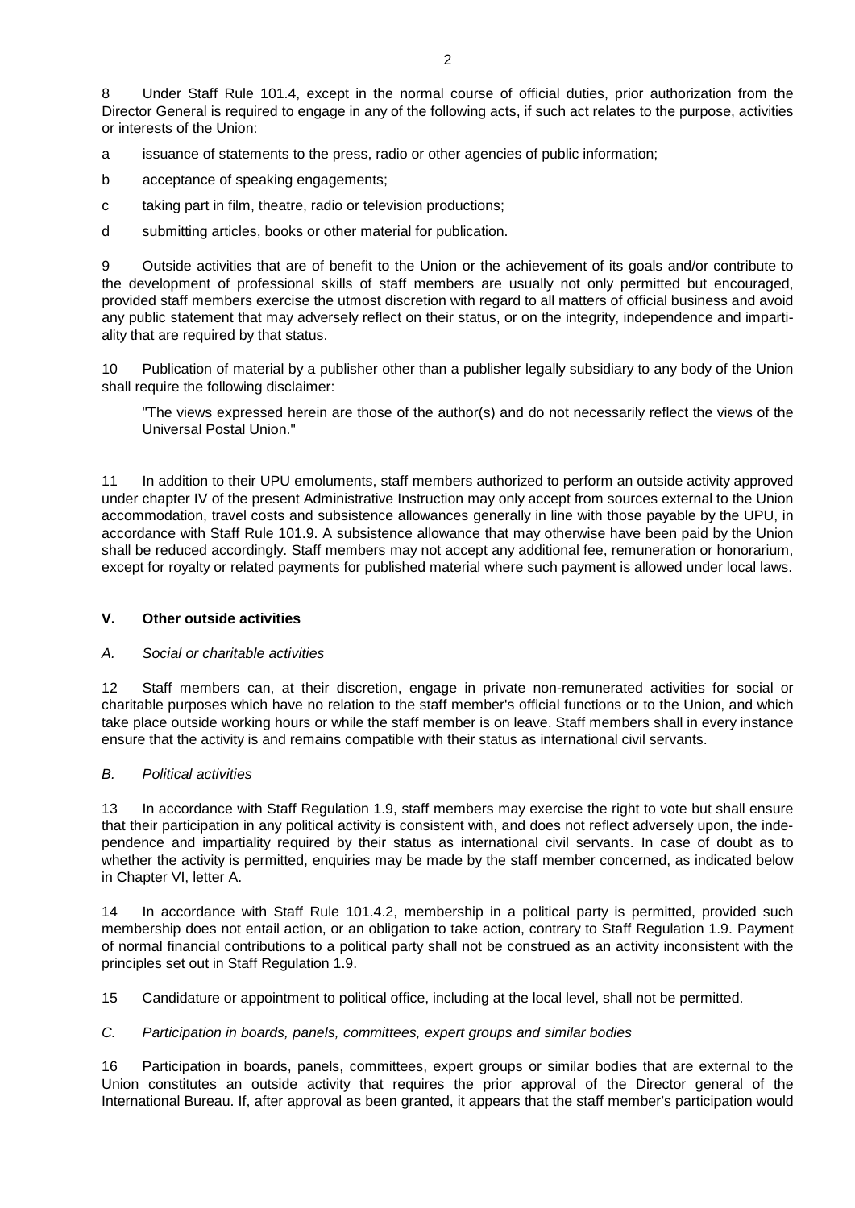8 Under Staff Rule 101.4, except in the normal course of official duties, prior authorization from the Director General is required to engage in any of the following acts, if such act relates to the purpose, activities or interests of the Union:

a issuance of statements to the press, radio or other agencies of public information;

b acceptance of speaking engagements;

c taking part in film, theatre, radio or television productions;

d submitting articles, books or other material for publication.

9 Outside activities that are of benefit to the Union or the achievement of its goals and/or contribute to the development of professional skills of staff members are usually not only permitted but encouraged, provided staff members exercise the utmost discretion with regard to all matters of official business and avoid any public statement that may adversely reflect on their status, or on the integrity, independence and impartiality that are required by that status.

10 Publication of material by a publisher other than a publisher legally subsidiary to any body of the Union shall require the following disclaimer:

> "The views expressed herein are those of the author(s) and do not necessarily reflect the views of the Universal Postal Union."

11 In addition to their UPU emoluments, staff members authorized to perform an outside activity approved under chapter IV of the present Administrative Instruction may only accept from sources external to the Union accommodation, travel costs and subsistence allowances generally in line with those payable by the UPU, in accordance with Staff Rule 101.9. A subsistence allowance that may otherwise have been paid by the Union shall be reduced accordingly. Staff members may not accept any additional fee, remuneration or honorarium, except for royalty or related payments for published material where such payment is allowed under local laws.

## V. Other outside activities

### *A. Social or charitable activities*

12 Staff members can, at their discretion, engage in private non-remunerated activities for social or charitable purposes which have no relation to the staff member's official functions or to the Union, and which take place outside working hours or while the staff member is on leave. Staff members shall in every instance ensure that the activity is and remains compatible with their status as international civil servants.

### *B. Political activities*

13 In accordance with Staff Regulation 1.9, staff members may exercise the right to vote but shall ensure that their participation in any political activity is consistent with, and does not reflect adversely upon, the independence and impartiality required by their status as international civil servants. In case of doubt as to whether the activity is permitted, enquiries may be made by the staff member concerned, as indicated below in Chapter VI, letter A.

14 In accordance with Staff Rule 101.4.2, membership in a political party is permitted, provided such membership does not entail action, or an obligation to take action, contrary to Staff Regulation 1.9. Payment of normal financial contributions to a political party shall not be construed as an activity inconsistent with the principles set out in Staff Regulation 1.9.

15 Candidature or appointment to political office, including at the local level, shall not be permitted.

### *C. Participation in boards, panels, committees, expert groups and similar bodies*

16 Participation in boards, panels, committees, expert groups or similar bodies that are external to the Union constitutes an outside activity that requires the prior approval of the Director general of the International Bureau. If, after approval as been granted, it appears that the staff member's participation would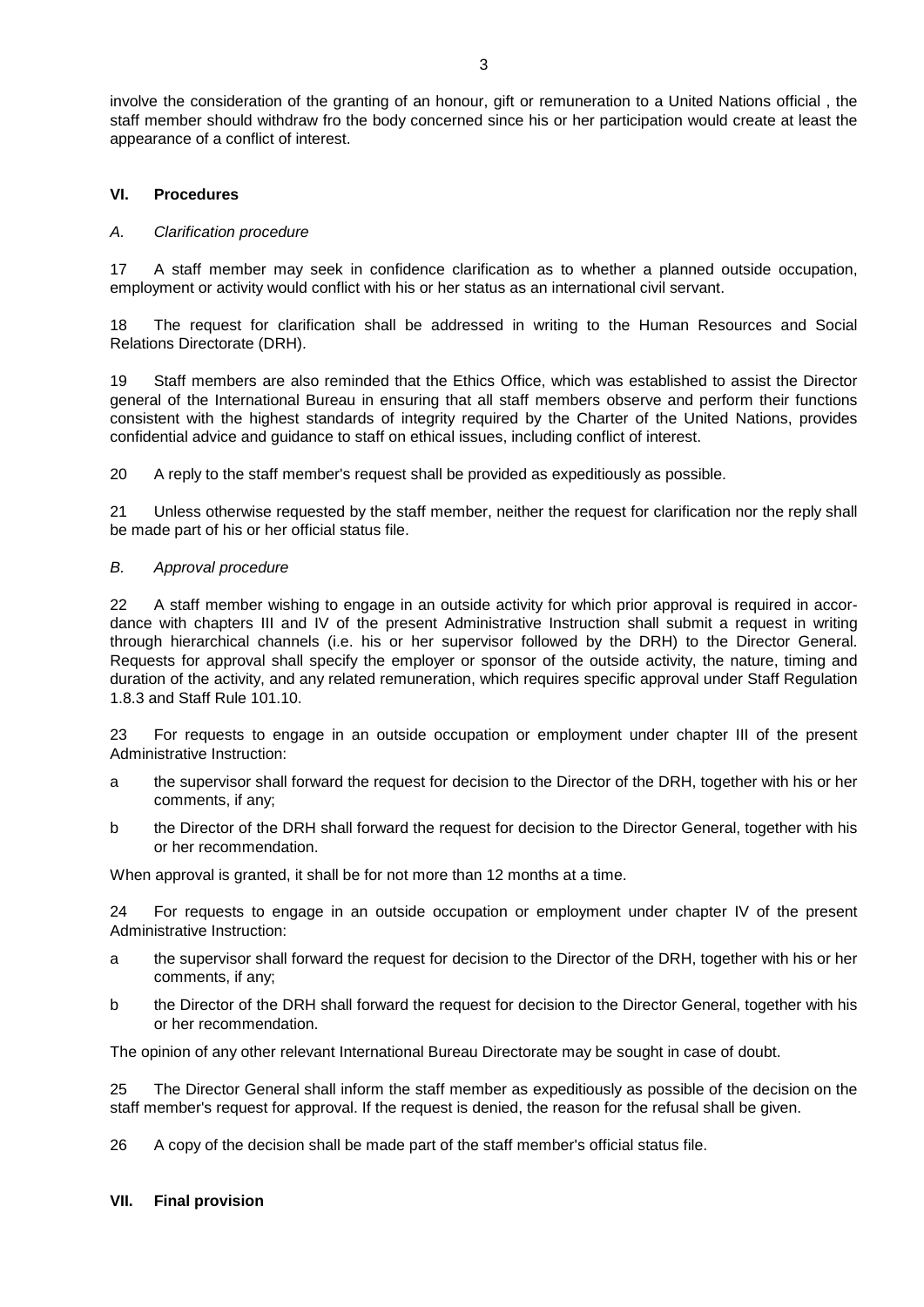involve the consideration of the granting of an honour, gift or remuneration to a United Nations official , the staff member should withdraw fro the body concerned since his or her participation would create at least the appearance of a conflict of interest.

## VI. Procedures

### *A. Clarification procedure*

17 A staff member may seek in confidence clarification as to whether a planned outside occupation, employment or activity would conflict with his or her status as an international civil servant.

18 The request for clarification shall be addressed in writing to the Human Resources and Social Relations Directorate (DRH).

19 Staff members are also reminded that the Ethics Office, which was established to assist the Director general of the International Bureau in ensuring that all staff members observe and perform their functions consistent with the highest standards of integrity required by the Charter of the United Nations, provides confidential advice and guidance to staff on ethical issues, including conflict of interest.

20 A reply to the staff member's request shall be provided as expeditiously as possible.

21 Unless otherwise requested by the staff member, neither the request for clarification nor the reply shall be made part of his or her official status file.

### *B. Approval procedure*

22 A staff member wishing to engage in an outside activity for which prior approval is required in accordance with chapters III and IV of the present Administrative Instruction shall submit a request in writing through hierarchical channels (i.e. his or her supervisor followed by the DRH) to the Director General. Requests for approval shall specify the employer or sponsor of the outside activity, the nature, timing and duration of the activity, and any related remuneration, which requires specific approval under Staff Regulation 1.8.3 and Staff Rule 101.10.

23 For requests to engage in an outside occupation or employment under chapter III of the present Administrative Instruction:

a the supervisor shall forward the request for decision to the Director of the DRH, together with his or her comments, if any;

b the Director of the DRH shall forward the request for decision to the Director General, together with his or her recommendation.

When approval is granted, it shall be for not more than 12 months at a time.

24 For requests to engage in an outside occupation or employment under chapter IV of the present Administrative Instruction:

a the supervisor shall forward the request for decision to the Director of the DRH, together with his or her comments, if any;

b the Director of the DRH shall forward the request for decision to the Director General, together with his or her recommendation.

The opinion of any other relevant International Bureau Directorate may be sought in case of doubt.

25 The Director General shall inform the staff member as expeditiously as possible of the decision on the staff member's request for approval. If the request is denied, the reason for the refusal shall be given.

26 A copy of the decision shall be made part of the staff member's official status file.

## VII. Final provision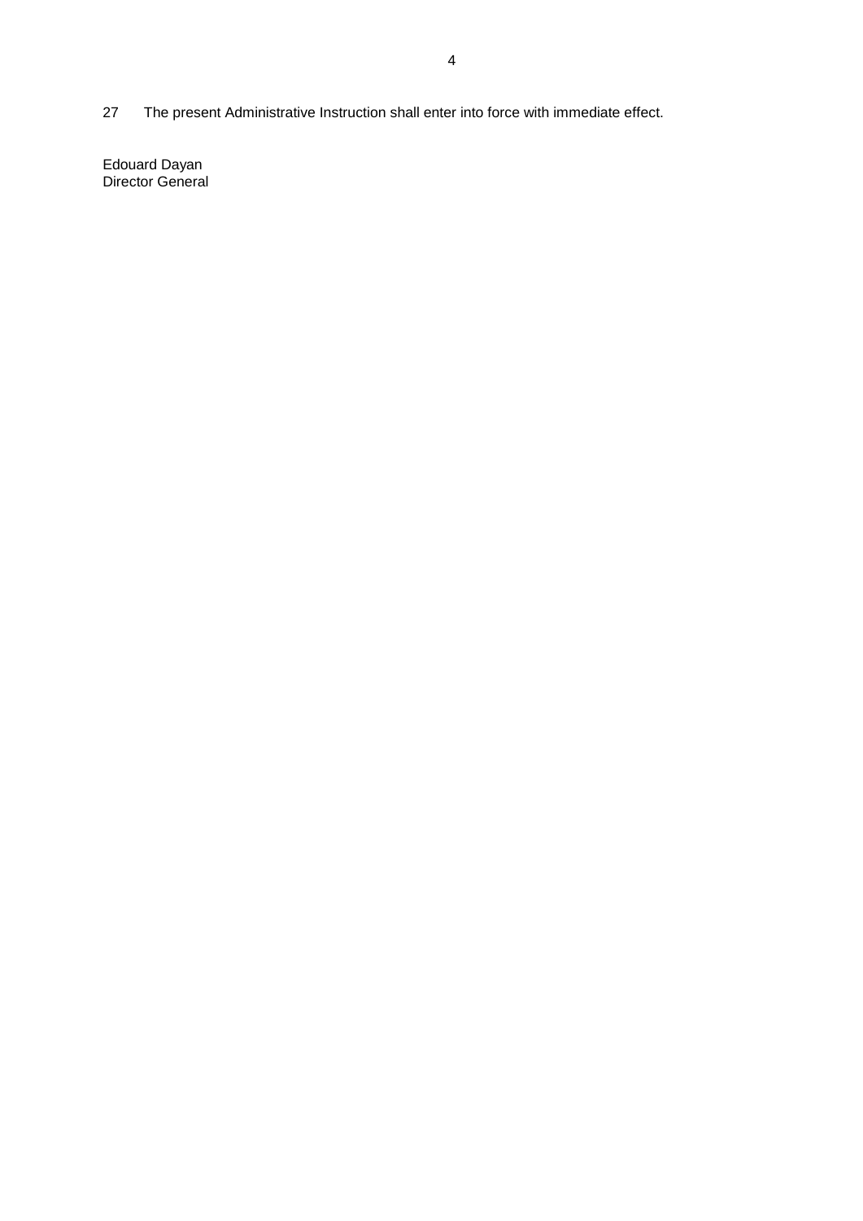27 The present Administrative Instruction shall enter into force with immediate effect.

Edouard Dayan
Director General